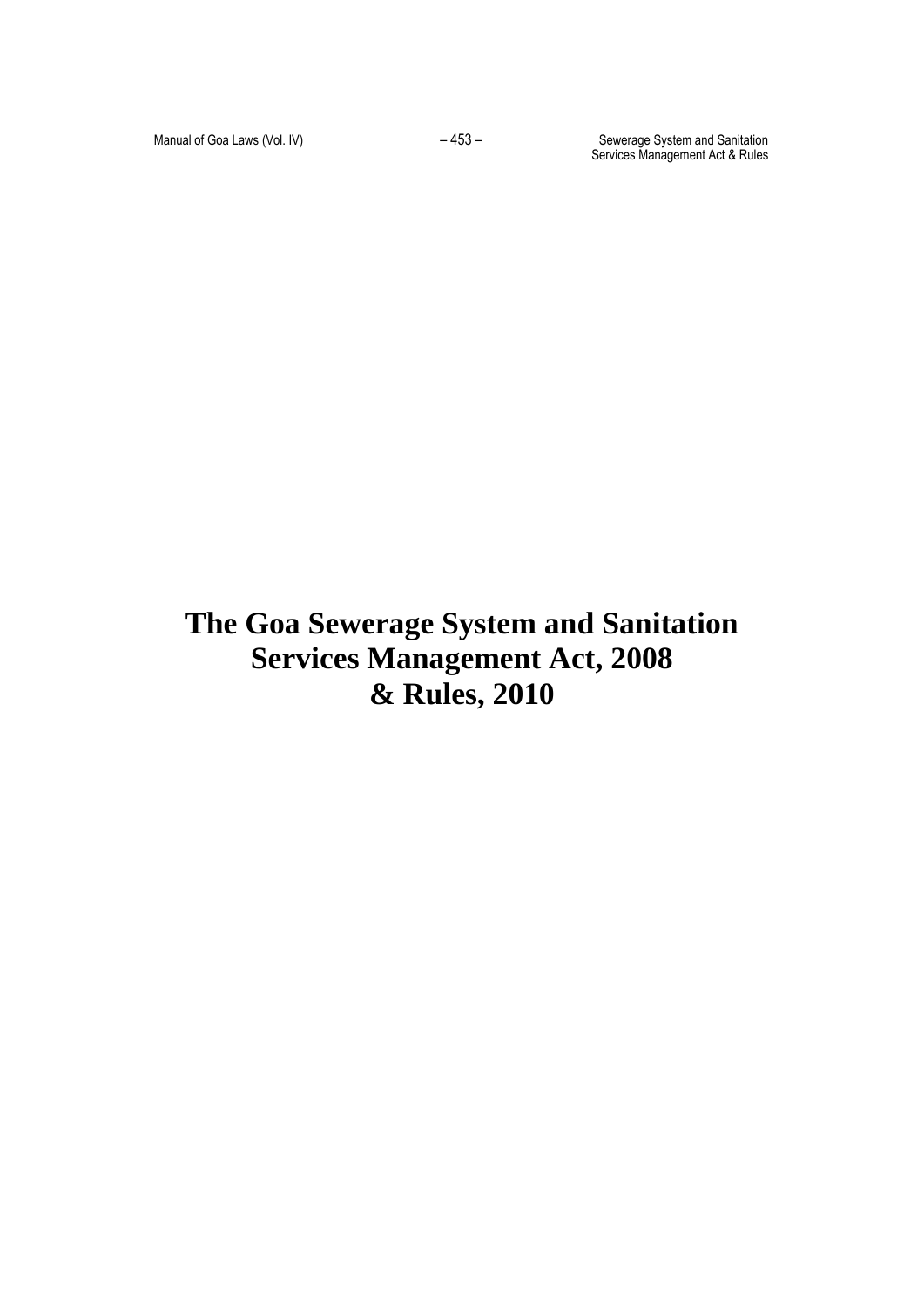# The Goa Sewerage System and Sanitation Services Management Act, 2008 & Rules, 2010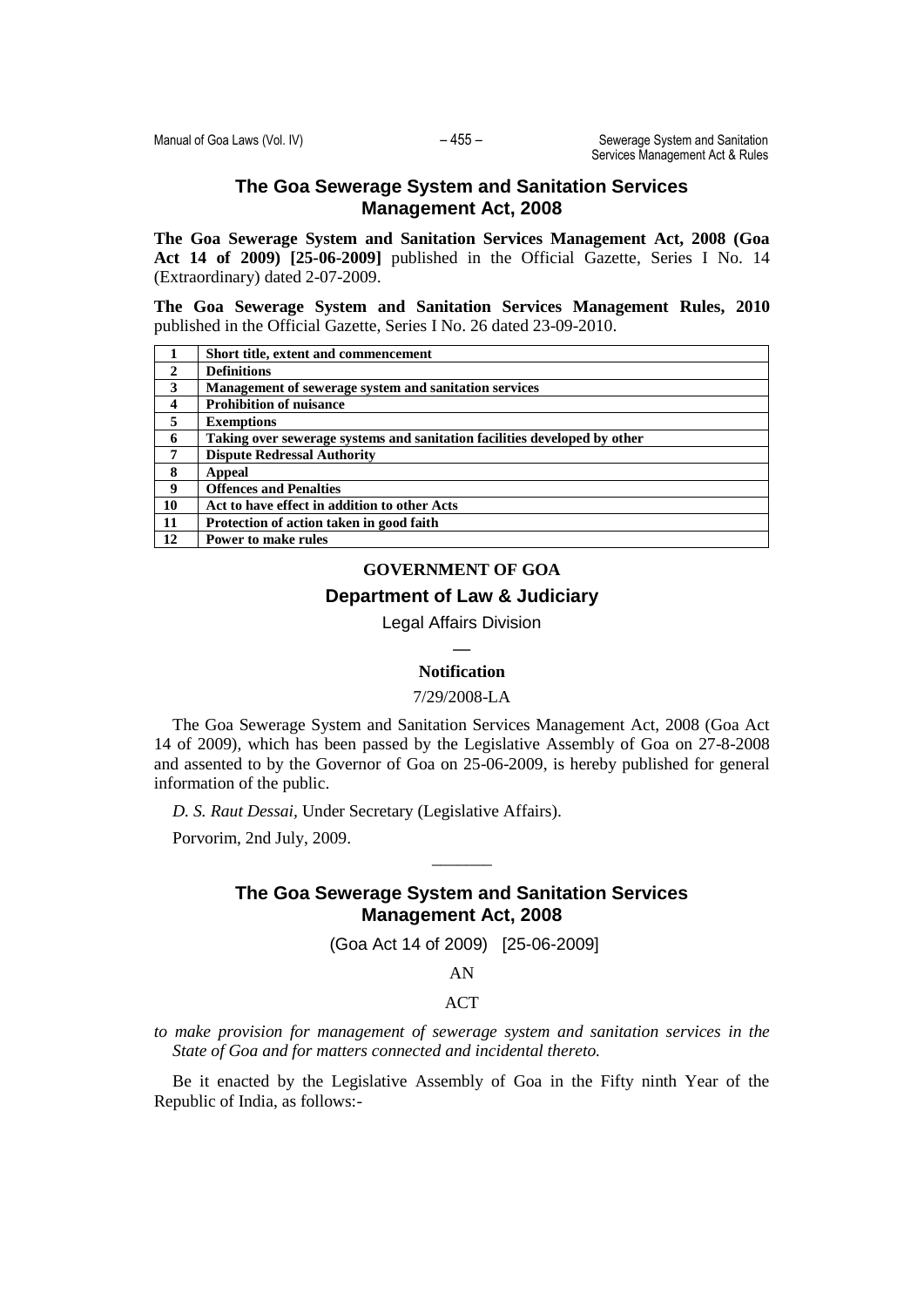# The Goa Sewerage System and Sanitation Services Management Act, 2008

**The Goa Sewerage System and Sanitation Services Management Act, 2008 (Goa Act 14 of 2009) [25-06-2009]** published in the Official Gazette, Series I No. 14 (Extraordinary) dated 2-07-2009.

**The Goa Sewerage System and Sanitation Services Management Rules, 2010** published in the Official Gazette, Series I No. 26 dated 23-09-2010.

| | |
|---|---|
| **1** | **Short title, extent and commencement** |
| **2** | **Definitions** |
| **3** | **Management of sewerage system and sanitation services** |
| **4** | **Prohibition of nuisance** |
| **5** | **Exemptions** |
| **6** | **Taking over sewerage systems and sanitation facilities developed by other** |
| **7** | **Dispute Redressal Authority** |
| **8** | **Appeal** |
| **9** | **Offences and Penalties** |
| **10** | **Act to have effect in addition to other Acts** |
| **11** | **Protection of action taken in good faith** |
| **12** | **Power to make rules** |

**GOVERNMENT OF GOA**

**Department of Law & Judiciary**

Legal Affairs Division

—

**Notification**

7/29/2008-LA

The Goa Sewerage System and Sanitation Services Management Act, 2008 (Goa Act 14 of 2009), which has been passed by the Legislative Assembly of Goa on 27-8-2008 and assented to by the Governor of Goa on 25-06-2009, is hereby published for general information of the public.

*D. S. Raut Dessai,* Under Secretary (Legislative Affairs).

Porvorim, 2nd July, 2009.

———

# The Goa Sewerage System and Sanitation Services Management Act, 2008

(Goa Act 14 of 2009) [25-06-2009]

AN

ACT

*to make provision for management of sewerage system and sanitation services in the State of Goa and for matters connected and incidental thereto.*

Be it enacted by the Legislative Assembly of Goa in the Fifty ninth Year of the Republic of India, as follows:-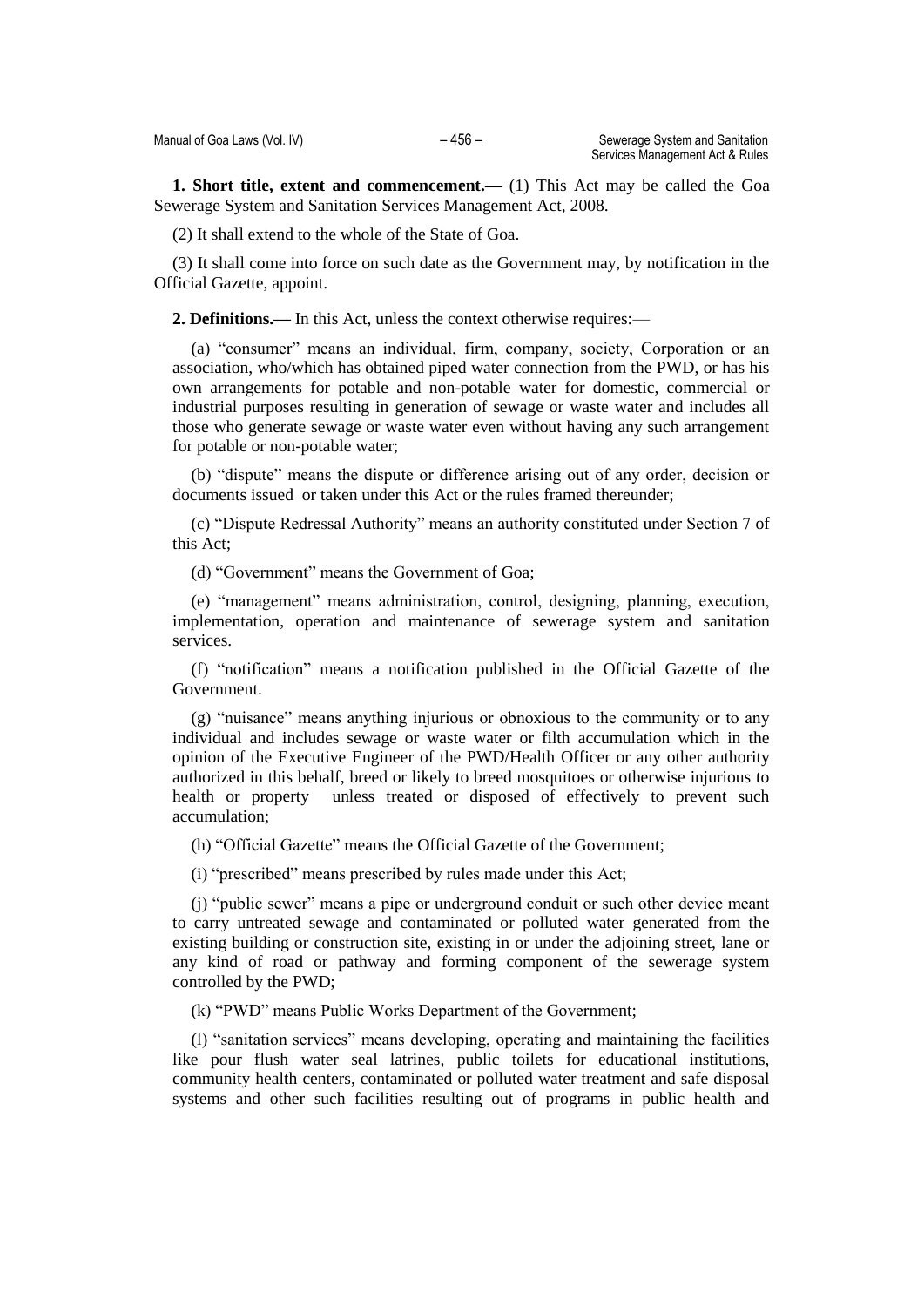**1. Short title, extent and commencement.—** (1) This Act may be called the Goa Sewerage System and Sanitation Services Management Act, 2008.

(2) It shall extend to the whole of the State of Goa.

(3) It shall come into force on such date as the Government may, by notification in the Official Gazette, appoint.

**2. Definitions.—** In this Act, unless the context otherwise requires:—

(a) "consumer" means an individual, firm, company, society, Corporation or an association, who/which has obtained piped water connection from the PWD, or has his own arrangements for potable and non-potable water for domestic, commercial or industrial purposes resulting in generation of sewage or waste water and includes all those who generate sewage or waste water even without having any such arrangement for potable or non-potable water;

(b) "dispute" means the dispute or difference arising out of any order, decision or documents issued or taken under this Act or the rules framed thereunder;

(c) "Dispute Redressal Authority" means an authority constituted under Section 7 of this Act;

(d) "Government" means the Government of Goa;

(e) "management" means administration, control, designing, planning, execution, implementation, operation and maintenance of sewerage system and sanitation services.

(f) "notification" means a notification published in the Official Gazette of the Government.

(g) "nuisance" means anything injurious or obnoxious to the community or to any individual and includes sewage or waste water or filth accumulation which in the opinion of the Executive Engineer of the PWD/Health Officer or any other authority authorized in this behalf, breed or likely to breed mosquitoes or otherwise injurious to health or property unless treated or disposed of effectively to prevent such accumulation;

(h) "Official Gazette" means the Official Gazette of the Government;

(i) "prescribed" means prescribed by rules made under this Act;

(j) "public sewer" means a pipe or underground conduit or such other device meant to carry untreated sewage and contaminated or polluted water generated from the existing building or construction site, existing in or under the adjoining street, lane or any kind of road or pathway and forming component of the sewerage system controlled by the PWD;

(k) "PWD" means Public Works Department of the Government;

(l) "sanitation services" means developing, operating and maintaining the facilities like pour flush water seal latrines, public toilets for educational institutions, community health centers, contaminated or polluted water treatment and safe disposal systems and other such facilities resulting out of programs in public health and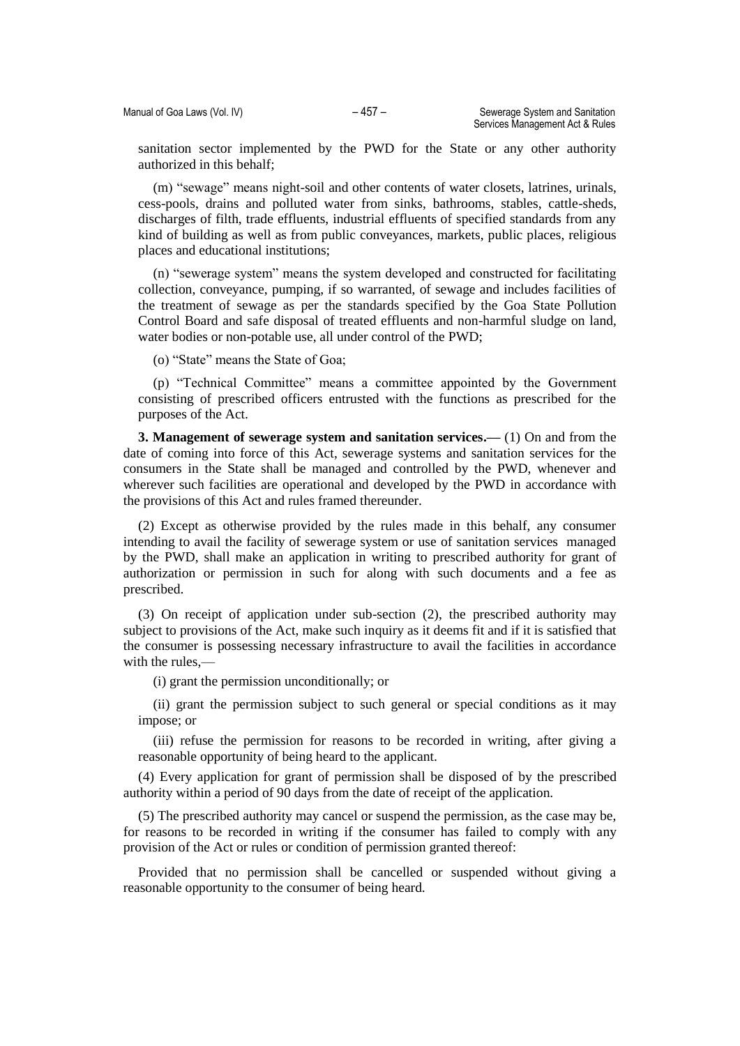sanitation sector implemented by the PWD for the State or any other authority authorized in this behalf;

(m) "sewage" means night-soil and other contents of water closets, latrines, urinals, cess-pools, drains and polluted water from sinks, bathrooms, stables, cattle-sheds, discharges of filth, trade effluents, industrial effluents of specified standards from any kind of building as well as from public conveyances, markets, public places, religious places and educational institutions;

(n) "sewerage system" means the system developed and constructed for facilitating collection, conveyance, pumping, if so warranted, of sewage and includes facilities of the treatment of sewage as per the standards specified by the Goa State Pollution Control Board and safe disposal of treated effluents and non-harmful sludge on land, water bodies or non-potable use, all under control of the PWD;

(o) "State" means the State of Goa;

(p) "Technical Committee" means a committee appointed by the Government consisting of prescribed officers entrusted with the functions as prescribed for the purposes of the Act.

**3. Management of sewerage system and sanitation services.—** (1) On and from the date of coming into force of this Act, sewerage systems and sanitation services for the consumers in the State shall be managed and controlled by the PWD, whenever and wherever such facilities are operational and developed by the PWD in accordance with the provisions of this Act and rules framed thereunder.

(2) Except as otherwise provided by the rules made in this behalf, any consumer intending to avail the facility of sewerage system or use of sanitation services managed by the PWD, shall make an application in writing to prescribed authority for grant of authorization or permission in such for along with such documents and a fee as prescribed.

(3) On receipt of application under sub-section (2), the prescribed authority may subject to provisions of the Act, make such inquiry as it deems fit and if it is satisfied that the consumer is possessing necessary infrastructure to avail the facilities in accordance with the rules,—

(i) grant the permission unconditionally; or

(ii) grant the permission subject to such general or special conditions as it may impose; or

(iii) refuse the permission for reasons to be recorded in writing, after giving a reasonable opportunity of being heard to the applicant.

(4) Every application for grant of permission shall be disposed of by the prescribed authority within a period of 90 days from the date of receipt of the application.

(5) The prescribed authority may cancel or suspend the permission, as the case may be, for reasons to be recorded in writing if the consumer has failed to comply with any provision of the Act or rules or condition of permission granted thereof:

Provided that no permission shall be cancelled or suspended without giving a reasonable opportunity to the consumer of being heard.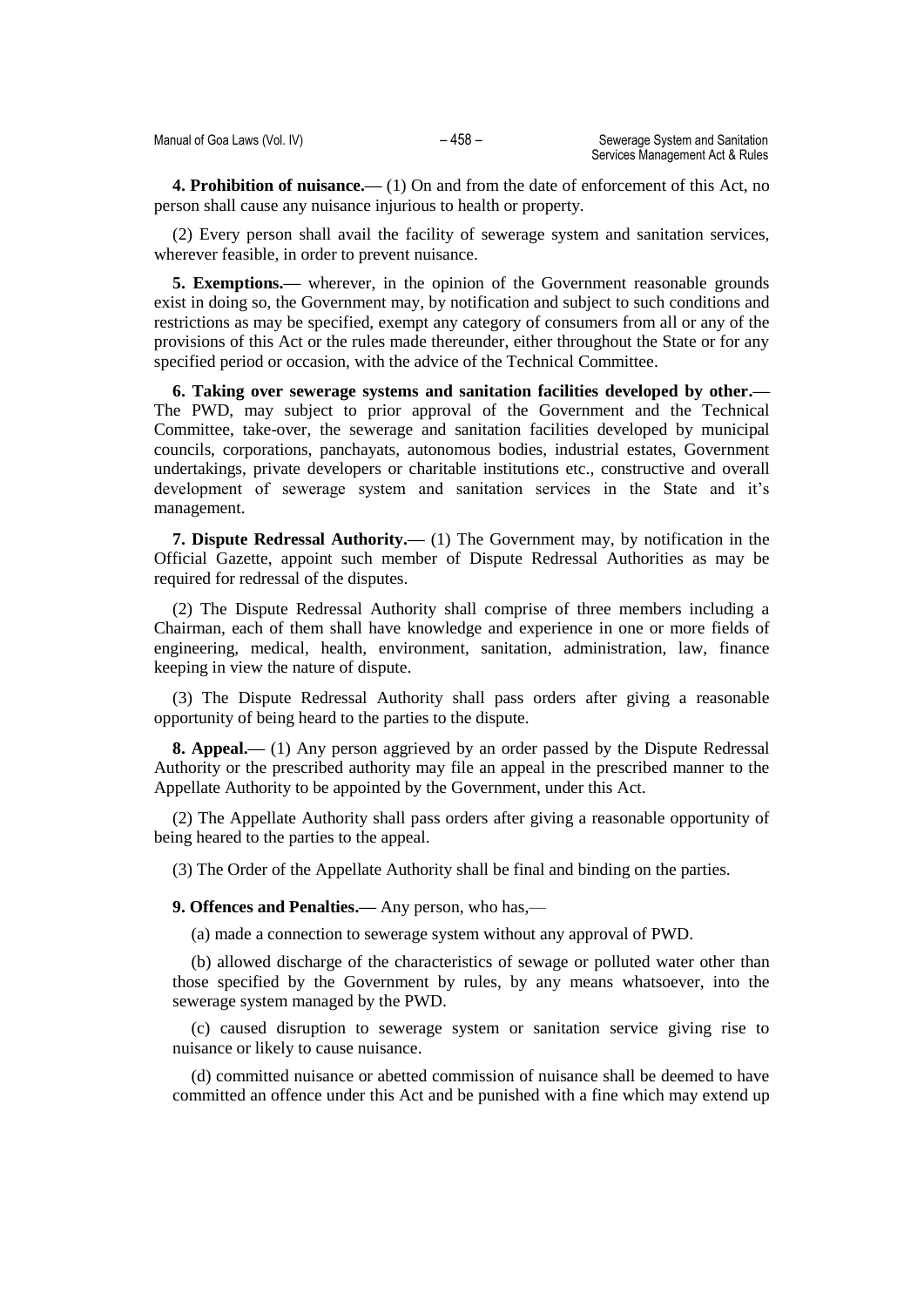**4. Prohibition of nuisance.—** (1) On and from the date of enforcement of this Act, no person shall cause any nuisance injurious to health or property.

(2) Every person shall avail the facility of sewerage system and sanitation services, wherever feasible, in order to prevent nuisance.

**5. Exemptions.—** wherever, in the opinion of the Government reasonable grounds exist in doing so, the Government may, by notification and subject to such conditions and restrictions as may be specified, exempt any category of consumers from all or any of the provisions of this Act or the rules made thereunder, either throughout the State or for any specified period or occasion, with the advice of the Technical Committee.

**6. Taking over sewerage systems and sanitation facilities developed by other.—** The PWD, may subject to prior approval of the Government and the Technical Committee, take-over, the sewerage and sanitation facilities developed by municipal councils, corporations, panchayats, autonomous bodies, industrial estates, Government undertakings, private developers or charitable institutions etc., constructive and overall development of sewerage system and sanitation services in the State and it's management.

**7. Dispute Redressal Authority.—** (1) The Government may, by notification in the Official Gazette, appoint such member of Dispute Redressal Authorities as may be required for redressal of the disputes.

(2) The Dispute Redressal Authority shall comprise of three members including a Chairman, each of them shall have knowledge and experience in one or more fields of engineering, medical, health, environment, sanitation, administration, law, finance keeping in view the nature of dispute.

(3) The Dispute Redressal Authority shall pass orders after giving a reasonable opportunity of being heard to the parties to the dispute.

**8. Appeal.—** (1) Any person aggrieved by an order passed by the Dispute Redressal Authority or the prescribed authority may file an appeal in the prescribed manner to the Appellate Authority to be appointed by the Government, under this Act.

(2) The Appellate Authority shall pass orders after giving a reasonable opportunity of being heared to the parties to the appeal.

(3) The Order of the Appellate Authority shall be final and binding on the parties.

**9. Offences and Penalties.—** Any person, who has,—

(a) made a connection to sewerage system without any approval of PWD.

(b) allowed discharge of the characteristics of sewage or polluted water other than those specified by the Government by rules, by any means whatsoever, into the sewerage system managed by the PWD.

(c) caused disruption to sewerage system or sanitation service giving rise to nuisance or likely to cause nuisance.

(d) committed nuisance or abetted commission of nuisance shall be deemed to have committed an offence under this Act and be punished with a fine which may extend up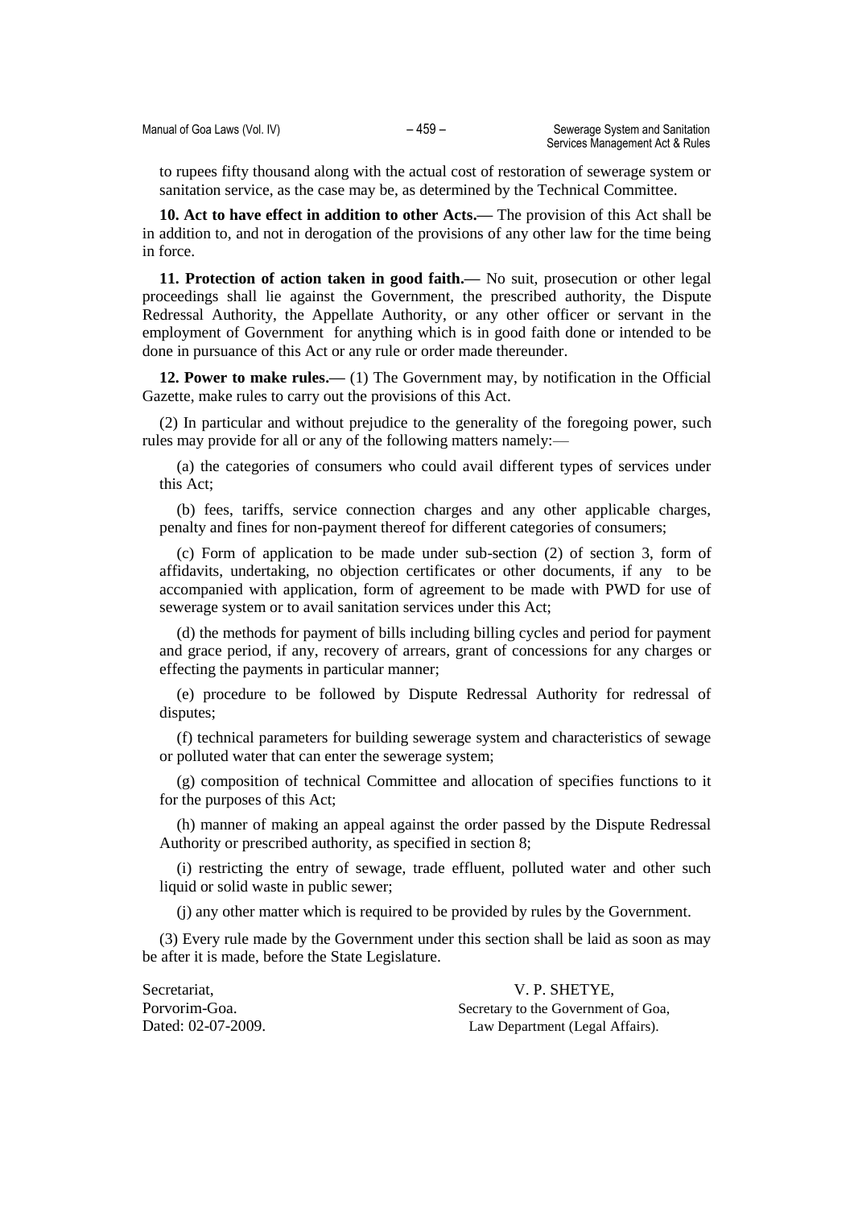to rupees fifty thousand along with the actual cost of restoration of sewerage system or sanitation service, as the case may be, as determined by the Technical Committee.

**10. Act to have effect in addition to other Acts.—** The provision of this Act shall be in addition to, and not in derogation of the provisions of any other law for the time being in force.

**11. Protection of action taken in good faith.—** No suit, prosecution or other legal proceedings shall lie against the Government, the prescribed authority, the Dispute Redressal Authority, the Appellate Authority, or any other officer or servant in the employment of Government for anything which is in good faith done or intended to be done in pursuance of this Act or any rule or order made thereunder.

**12. Power to make rules.—** (1) The Government may, by notification in the Official Gazette, make rules to carry out the provisions of this Act.

(2) In particular and without prejudice to the generality of the foregoing power, such rules may provide for all or any of the following matters namely:—

(a) the categories of consumers who could avail different types of services under this Act;

(b) fees, tariffs, service connection charges and any other applicable charges, penalty and fines for non-payment thereof for different categories of consumers;

(c) Form of application to be made under sub-section (2) of section 3, form of affidavits, undertaking, no objection certificates or other documents, if any to be accompanied with application, form of agreement to be made with PWD for use of sewerage system or to avail sanitation services under this Act;

(d) the methods for payment of bills including billing cycles and period for payment and grace period, if any, recovery of arrears, grant of concessions for any charges or effecting the payments in particular manner;

(e) procedure to be followed by Dispute Redressal Authority for redressal of disputes;

(f) technical parameters for building sewerage system and characteristics of sewage or polluted water that can enter the sewerage system;

(g) composition of technical Committee and allocation of specifies functions to it for the purposes of this Act;

(h) manner of making an appeal against the order passed by the Dispute Redressal Authority or prescribed authority, as specified in section 8;

(i) restricting the entry of sewage, trade effluent, polluted water and other such liquid or solid waste in public sewer;

(j) any other matter which is required to be provided by rules by the Government.

(3) Every rule made by the Government under this section shall be laid as soon as may be after it is made, before the State Legislature.

Secretariat,
Porvorim-Goa.
Dated: 02-07-2009.

V. P. SHETYE,
Secretary to the Government of Goa,
Law Department (Legal Affairs).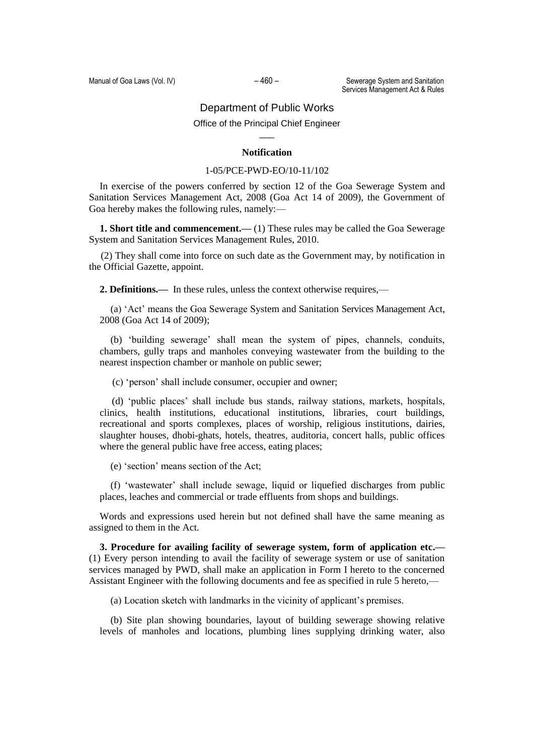## Department of Public Works

### Office of the Principal Chief Engineer

—

**Notification**

1-05/PCE-PWD-EO/10-11/102

In exercise of the powers conferred by section 12 of the Goa Sewerage System and Sanitation Services Management Act, 2008 (Goa Act 14 of 2009), the Government of Goa hereby makes the following rules, namely:—

**1. Short title and commencement.—** (1) These rules may be called the Goa Sewerage System and Sanitation Services Management Rules, 2010.

(2) They shall come into force on such date as the Government may, by notification in the Official Gazette, appoint.

**2. Definitions.—** In these rules, unless the context otherwise requires,—

(a) 'Act' means the Goa Sewerage System and Sanitation Services Management Act, 2008 (Goa Act 14 of 2009);

(b) 'building sewerage' shall mean the system of pipes, channels, conduits, chambers, gully traps and manholes conveying wastewater from the building to the nearest inspection chamber or manhole on public sewer;

(c) 'person' shall include consumer, occupier and owner;

(d) 'public places' shall include bus stands, railway stations, markets, hospitals, clinics, health institutions, educational institutions, libraries, court buildings, recreational and sports complexes, places of worship, religious institutions, dairies, slaughter houses, dhobi-ghats, hotels, theatres, auditoria, concert halls, public offices where the general public have free access, eating places;

(e) 'section' means section of the Act;

(f) 'wastewater' shall include sewage, liquid or liquefied discharges from public places, leaches and commercial or trade effluents from shops and buildings.

Words and expressions used herein but not defined shall have the same meaning as assigned to them in the Act.

**3. Procedure for availing facility of sewerage system, form of application etc.—** (1) Every person intending to avail the facility of sewerage system or use of sanitation services managed by PWD, shall make an application in Form I hereto to the concerned Assistant Engineer with the following documents and fee as specified in rule 5 hereto,—

(a) Location sketch with landmarks in the vicinity of applicant's premises.

(b) Site plan showing boundaries, layout of building sewerage showing relative levels of manholes and locations, plumbing lines supplying drinking water, also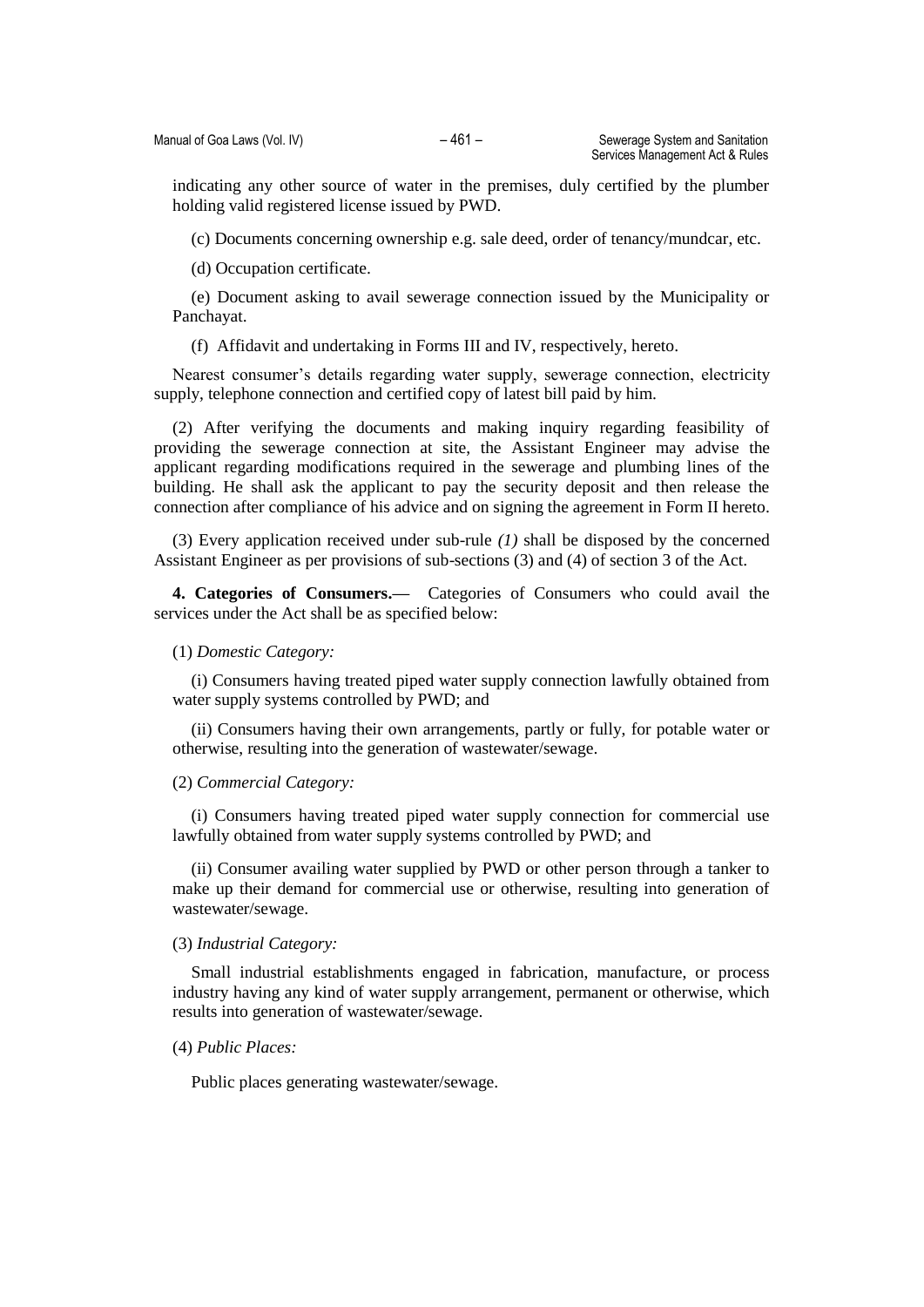indicating any other source of water in the premises, duly certified by the plumber holding valid registered license issued by PWD.

(c) Documents concerning ownership e.g. sale deed, order of tenancy/mundcar, etc.

(d) Occupation certificate.

(e) Document asking to avail sewerage connection issued by the Municipality or Panchayat.

(f) Affidavit and undertaking in Forms III and IV, respectively, hereto.

Nearest consumer's details regarding water supply, sewerage connection, electricity supply, telephone connection and certified copy of latest bill paid by him.

(2) After verifying the documents and making inquiry regarding feasibility of providing the sewerage connection at site, the Assistant Engineer may advise the applicant regarding modifications required in the sewerage and plumbing lines of the building. He shall ask the applicant to pay the security deposit and then release the connection after compliance of his advice and on signing the agreement in Form II hereto.

(3) Every application received under sub-rule *(1)* shall be disposed by the concerned Assistant Engineer as per provisions of sub-sections (3) and (4) of section 3 of the Act.

**4. Categories of Consumers.—** Categories of Consumers who could avail the services under the Act shall be as specified below:

(1) *Domestic Category:*

(i) Consumers having treated piped water supply connection lawfully obtained from water supply systems controlled by PWD; and

(ii) Consumers having their own arrangements, partly or fully, for potable water or otherwise, resulting into the generation of wastewater/sewage.

(2) *Commercial Category:*

(i) Consumers having treated piped water supply connection for commercial use lawfully obtained from water supply systems controlled by PWD; and

(ii) Consumer availing water supplied by PWD or other person through a tanker to make up their demand for commercial use or otherwise, resulting into generation of wastewater/sewage.

(3) *Industrial Category:*

Small industrial establishments engaged in fabrication, manufacture, or process industry having any kind of water supply arrangement, permanent or otherwise, which results into generation of wastewater/sewage.

(4) *Public Places:*

Public places generating wastewater/sewage.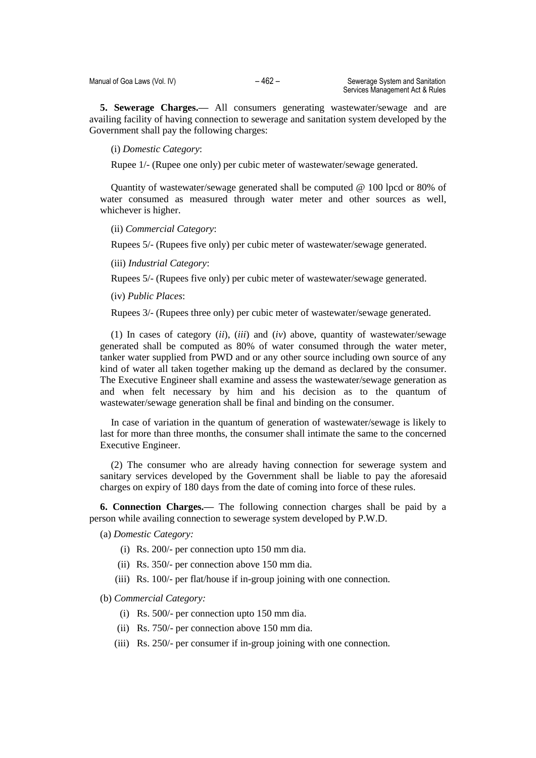**5. Sewerage Charges.—** All consumers generating wastewater/sewage and are availing facility of having connection to sewerage and sanitation system developed by the Government shall pay the following charges:

(i) *Domestic Category*:

Rupee 1/- (Rupee one only) per cubic meter of wastewater/sewage generated.

Quantity of wastewater/sewage generated shall be computed @ 100 lpcd or 80% of water consumed as measured through water meter and other sources as well, whichever is higher.

(ii) *Commercial Category*:

Rupees 5/- (Rupees five only) per cubic meter of wastewater/sewage generated.

(iii) *Industrial Category*:

Rupees 5/- (Rupees five only) per cubic meter of wastewater/sewage generated.

(iv) *Public Places*:

Rupees 3/- (Rupees three only) per cubic meter of wastewater/sewage generated.

(1) In cases of category (*ii*), (*iii*) and (*iv*) above, quantity of wastewater/sewage generated shall be computed as 80% of water consumed through the water meter, tanker water supplied from PWD and or any other source including own source of any kind of water all taken together making up the demand as declared by the consumer. The Executive Engineer shall examine and assess the wastewater/sewage generation as and when felt necessary by him and his decision as to the quantum of wastewater/sewage generation shall be final and binding on the consumer.

In case of variation in the quantum of generation of wastewater/sewage is likely to last for more than three months, the consumer shall intimate the same to the concerned Executive Engineer.

(2) The consumer who are already having connection for sewerage system and sanitary services developed by the Government shall be liable to pay the aforesaid charges on expiry of 180 days from the date of coming into force of these rules.

**6. Connection Charges.—** The following connection charges shall be paid by a person while availing connection to sewerage system developed by P.W.D.

(a) *Domestic Category:*

(i) Rs. 200/- per connection upto 150 mm dia.

(ii) Rs. 350/- per connection above 150 mm dia.

(iii) Rs. 100/- per flat/house if in-group joining with one connection.

(b) *Commercial Category:*

(i) Rs. 500/- per connection upto 150 mm dia.

(ii) Rs. 750/- per connection above 150 mm dia.

(iii) Rs. 250/- per consumer if in-group joining with one connection.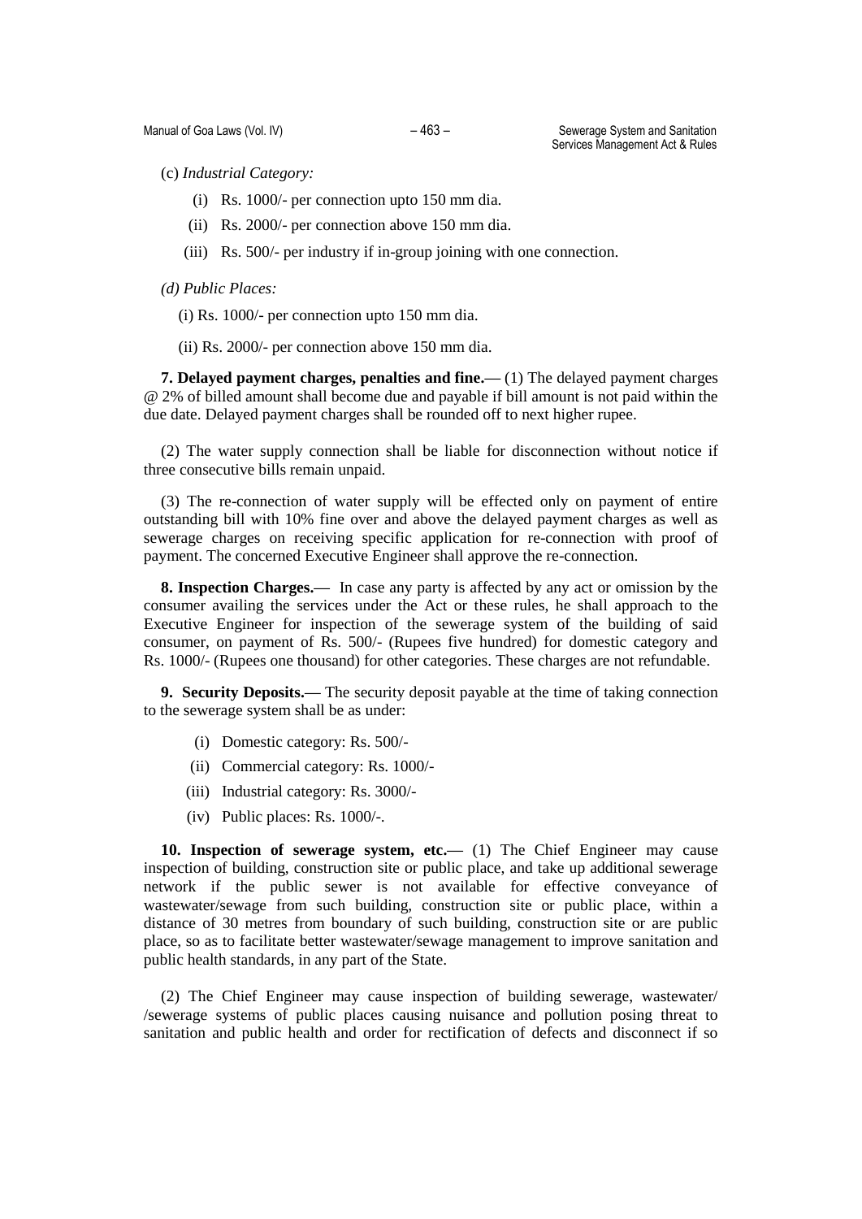(c) *Industrial Category:*

(i) Rs. 1000/- per connection upto 150 mm dia.

(ii) Rs. 2000/- per connection above 150 mm dia.

(iii) Rs. 500/- per industry if in-group joining with one connection.

*(d) Public Places:*

(i) Rs. 1000/- per connection upto 150 mm dia.

(ii) Rs. 2000/- per connection above 150 mm dia.

**7. Delayed payment charges, penalties and fine.—** (1) The delayed payment charges @ 2% of billed amount shall become due and payable if bill amount is not paid within the due date. Delayed payment charges shall be rounded off to next higher rupee.

(2) The water supply connection shall be liable for disconnection without notice if three consecutive bills remain unpaid.

(3) The re-connection of water supply will be effected only on payment of entire outstanding bill with 10% fine over and above the delayed payment charges as well as sewerage charges on receiving specific application for re-connection with proof of payment. The concerned Executive Engineer shall approve the re-connection.

**8. Inspection Charges.—** In case any party is affected by any act or omission by the consumer availing the services under the Act or these rules, he shall approach to the Executive Engineer for inspection of the sewerage system of the building of said consumer, on payment of Rs. 500/- (Rupees five hundred) for domestic category and Rs. 1000/- (Rupees one thousand) for other categories. These charges are not refundable.

**9. Security Deposits.—** The security deposit payable at the time of taking connection to the sewerage system shall be as under:

(i) Domestic category: Rs. 500/-

(ii) Commercial category: Rs. 1000/-

(iii) Industrial category: Rs. 3000/-

(iv) Public places: Rs. 1000/-.

**10. Inspection of sewerage system, etc.—** (1) The Chief Engineer may cause inspection of building, construction site or public place, and take up additional sewerage network if the public sewer is not available for effective conveyance of wastewater/sewage from such building, construction site or public place, within a distance of 30 metres from boundary of such building, construction site or are public place, so as to facilitate better wastewater/sewage management to improve sanitation and public health standards, in any part of the State.

(2) The Chief Engineer may cause inspection of building sewerage, wastewater/ /sewerage systems of public places causing nuisance and pollution posing threat to sanitation and public health and order for rectification of defects and disconnect if so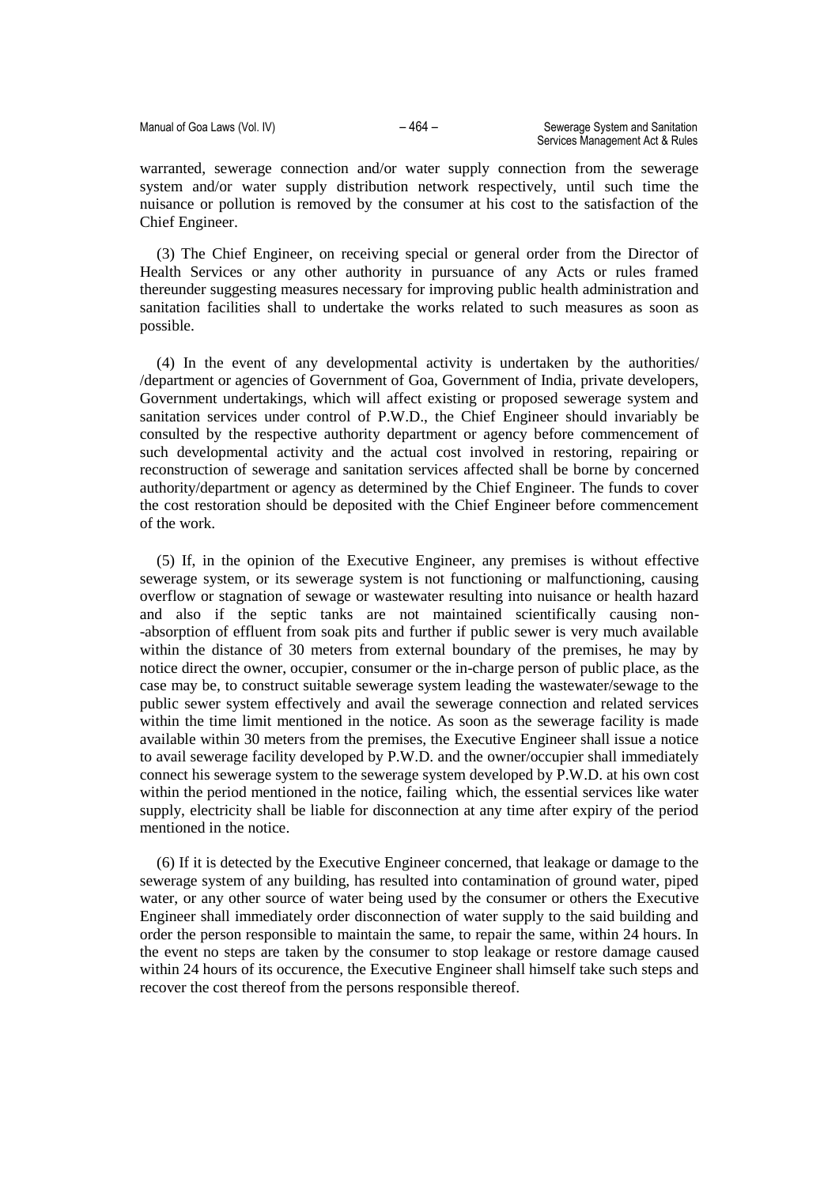warranted, sewerage connection and/or water supply connection from the sewerage system and/or water supply distribution network respectively, until such time the nuisance or pollution is removed by the consumer at his cost to the satisfaction of the Chief Engineer.

(3) The Chief Engineer, on receiving special or general order from the Director of Health Services or any other authority in pursuance of any Acts or rules framed thereunder suggesting measures necessary for improving public health administration and sanitation facilities shall to undertake the works related to such measures as soon as possible.

(4) In the event of any developmental activity is undertaken by the authorities/ /department or agencies of Government of Goa, Government of India, private developers, Government undertakings, which will affect existing or proposed sewerage system and sanitation services under control of P.W.D., the Chief Engineer should invariably be consulted by the respective authority department or agency before commencement of such developmental activity and the actual cost involved in restoring, repairing or reconstruction of sewerage and sanitation services affected shall be borne by concerned authority/department or agency as determined by the Chief Engineer. The funds to cover the cost restoration should be deposited with the Chief Engineer before commencement of the work.

(5) If, in the opinion of the Executive Engineer, any premises is without effective sewerage system, or its sewerage system is not functioning or malfunctioning, causing overflow or stagnation of sewage or wastewater resulting into nuisance or health hazard and also if the septic tanks are not maintained scientifically causing non--absorption of effluent from soak pits and further if public sewer is very much available within the distance of 30 meters from external boundary of the premises, he may by notice direct the owner, occupier, consumer or the in-charge person of public place, as the case may be, to construct suitable sewerage system leading the wastewater/sewage to the public sewer system effectively and avail the sewerage connection and related services within the time limit mentioned in the notice. As soon as the sewerage facility is made available within 30 meters from the premises, the Executive Engineer shall issue a notice to avail sewerage facility developed by P.W.D. and the owner/occupier shall immediately connect his sewerage system to the sewerage system developed by P.W.D. at his own cost within the period mentioned in the notice, failing which, the essential services like water supply, electricity shall be liable for disconnection at any time after expiry of the period mentioned in the notice.

(6) If it is detected by the Executive Engineer concerned, that leakage or damage to the sewerage system of any building, has resulted into contamination of ground water, piped water, or any other source of water being used by the consumer or others the Executive Engineer shall immediately order disconnection of water supply to the said building and order the person responsible to maintain the same, to repair the same, within 24 hours. In the event no steps are taken by the consumer to stop leakage or restore damage caused within 24 hours of its occurence, the Executive Engineer shall himself take such steps and recover the cost thereof from the persons responsible thereof.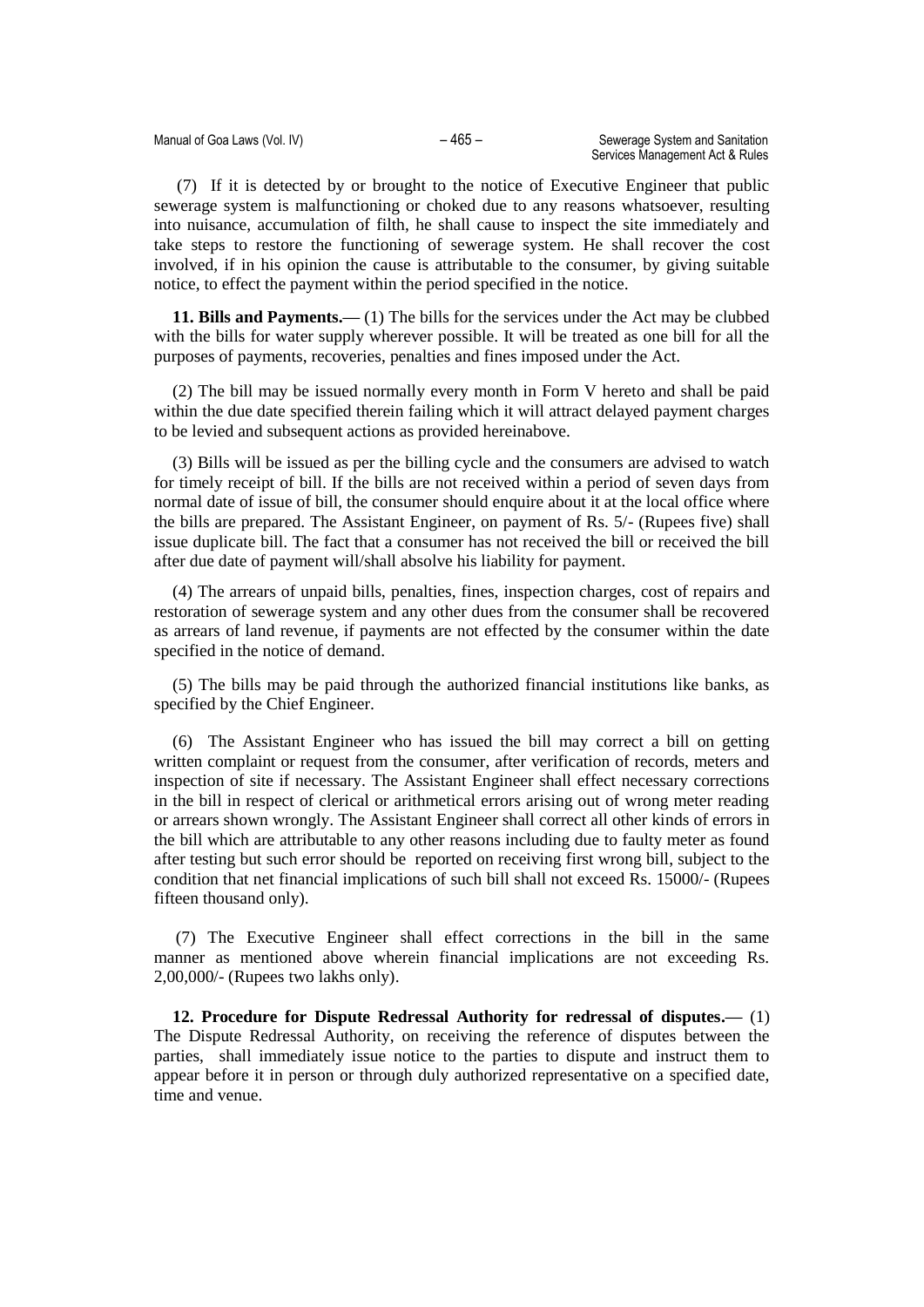(7) If it is detected by or brought to the notice of Executive Engineer that public sewerage system is malfunctioning or choked due to any reasons whatsoever, resulting into nuisance, accumulation of filth, he shall cause to inspect the site immediately and take steps to restore the functioning of sewerage system. He shall recover the cost involved, if in his opinion the cause is attributable to the consumer, by giving suitable notice, to effect the payment within the period specified in the notice.

**11. Bills and Payments.—** (1) The bills for the services under the Act may be clubbed with the bills for water supply wherever possible. It will be treated as one bill for all the purposes of payments, recoveries, penalties and fines imposed under the Act.

(2) The bill may be issued normally every month in Form V hereto and shall be paid within the due date specified therein failing which it will attract delayed payment charges to be levied and subsequent actions as provided hereinabove.

(3) Bills will be issued as per the billing cycle and the consumers are advised to watch for timely receipt of bill. If the bills are not received within a period of seven days from normal date of issue of bill, the consumer should enquire about it at the local office where the bills are prepared. The Assistant Engineer, on payment of Rs. 5/- (Rupees five) shall issue duplicate bill. The fact that a consumer has not received the bill or received the bill after due date of payment will/shall absolve his liability for payment.

(4) The arrears of unpaid bills, penalties, fines, inspection charges, cost of repairs and restoration of sewerage system and any other dues from the consumer shall be recovered as arrears of land revenue, if payments are not effected by the consumer within the date specified in the notice of demand.

(5) The bills may be paid through the authorized financial institutions like banks, as specified by the Chief Engineer.

(6) The Assistant Engineer who has issued the bill may correct a bill on getting written complaint or request from the consumer, after verification of records, meters and inspection of site if necessary. The Assistant Engineer shall effect necessary corrections in the bill in respect of clerical or arithmetical errors arising out of wrong meter reading or arrears shown wrongly. The Assistant Engineer shall correct all other kinds of errors in the bill which are attributable to any other reasons including due to faulty meter as found after testing but such error should be reported on receiving first wrong bill, subject to the condition that net financial implications of such bill shall not exceed Rs. 15000/- (Rupees fifteen thousand only).

(7) The Executive Engineer shall effect corrections in the bill in the same manner as mentioned above wherein financial implications are not exceeding Rs. 2,00,000/- (Rupees two lakhs only).

**12. Procedure for Dispute Redressal Authority for redressal of disputes.—** (1) The Dispute Redressal Authority, on receiving the reference of disputes between the parties, shall immediately issue notice to the parties to dispute and instruct them to appear before it in person or through duly authorized representative on a specified date, time and venue.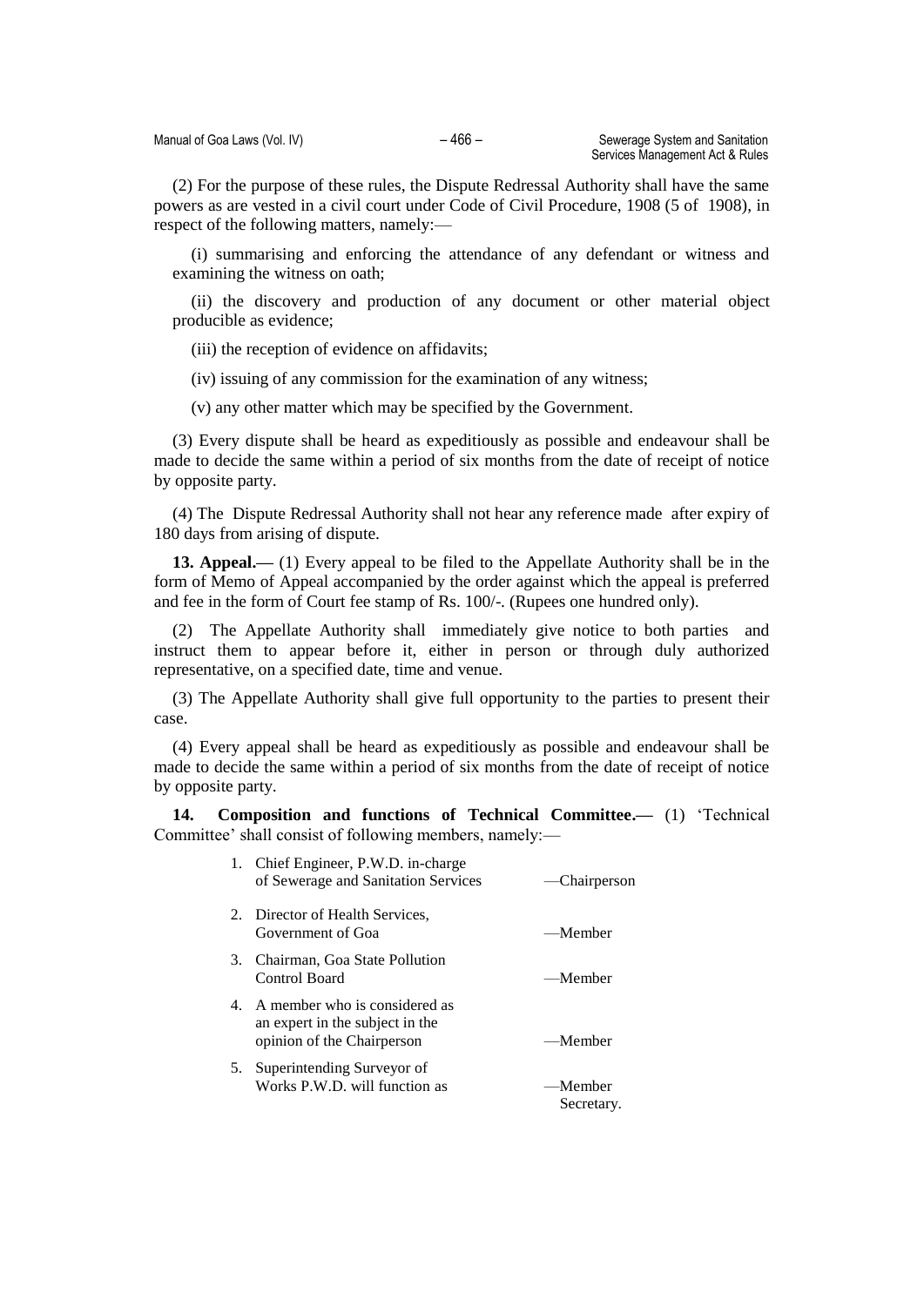(2) For the purpose of these rules, the Dispute Redressal Authority shall have the same powers as are vested in a civil court under Code of Civil Procedure, 1908 (5 of 1908), in respect of the following matters, namely:—

(i) summarising and enforcing the attendance of any defendant or witness and examining the witness on oath;

(ii) the discovery and production of any document or other material object producible as evidence;

(iii) the reception of evidence on affidavits;

(iv) issuing of any commission for the examination of any witness;

(v) any other matter which may be specified by the Government.

(3) Every dispute shall be heard as expeditiously as possible and endeavour shall be made to decide the same within a period of six months from the date of receipt of notice by opposite party.

(4) The Dispute Redressal Authority shall not hear any reference made after expiry of 180 days from arising of dispute.

**13. Appeal.—** (1) Every appeal to be filed to the Appellate Authority shall be in the form of Memo of Appeal accompanied by the order against which the appeal is preferred and fee in the form of Court fee stamp of Rs. 100/-. (Rupees one hundred only).

(2) The Appellate Authority shall immediately give notice to both parties and instruct them to appear before it, either in person or through duly authorized representative, on a specified date, time and venue.

(3) The Appellate Authority shall give full opportunity to the parties to present their case.

(4) Every appeal shall be heard as expeditiously as possible and endeavour shall be made to decide the same within a period of six months from the date of receipt of notice by opposite party.

**14. Composition and functions of Technical Committee.—** (1) 'Technical Committee' shall consist of following members, namely:—

1. Chief Engineer, P.W.D. in-charge of Sewerage and Sanitation Services —Chairperson
2. Director of Health Services, Government of Goa —Member
3. Chairman, Goa State Pollution Control Board —Member
4. A member who is considered as an expert in the subject in the opinion of the Chairperson —Member
5. Superintending Surveyor of Works P.W.D. will function as —Member Secretary.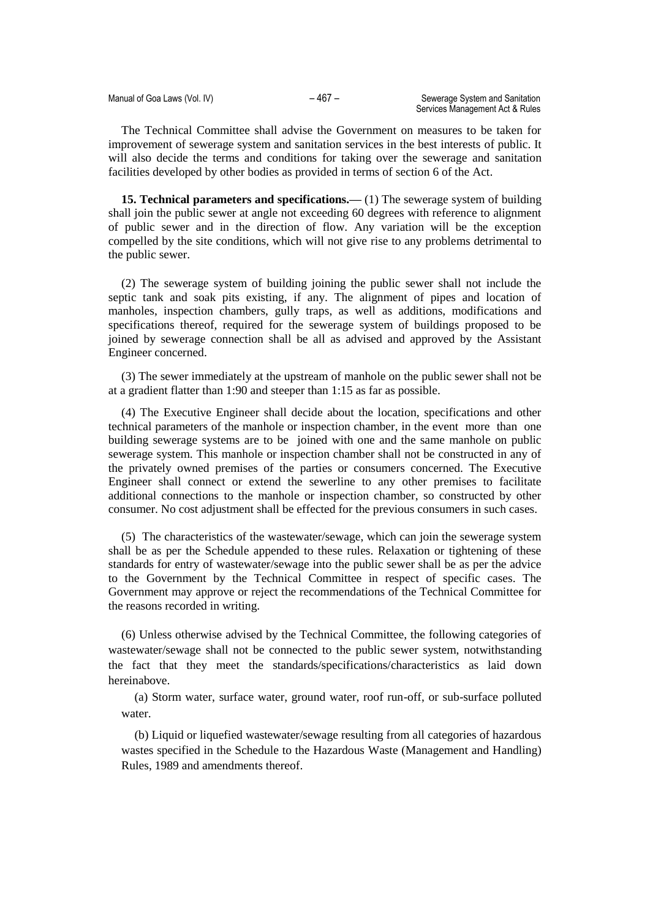The Technical Committee shall advise the Government on measures to be taken for improvement of sewerage system and sanitation services in the best interests of public. It will also decide the terms and conditions for taking over the sewerage and sanitation facilities developed by other bodies as provided in terms of section 6 of the Act.

**15. Technical parameters and specifications.—** (1) The sewerage system of building shall join the public sewer at angle not exceeding 60 degrees with reference to alignment of public sewer and in the direction of flow. Any variation will be the exception compelled by the site conditions, which will not give rise to any problems detrimental to the public sewer.

(2) The sewerage system of building joining the public sewer shall not include the septic tank and soak pits existing, if any. The alignment of pipes and location of manholes, inspection chambers, gully traps, as well as additions, modifications and specifications thereof, required for the sewerage system of buildings proposed to be joined by sewerage connection shall be all as advised and approved by the Assistant Engineer concerned.

(3) The sewer immediately at the upstream of manhole on the public sewer shall not be at a gradient flatter than 1:90 and steeper than 1:15 as far as possible.

(4) The Executive Engineer shall decide about the location, specifications and other technical parameters of the manhole or inspection chamber, in the event more than one building sewerage systems are to be joined with one and the same manhole on public sewerage system. This manhole or inspection chamber shall not be constructed in any of the privately owned premises of the parties or consumers concerned. The Executive Engineer shall connect or extend the sewerline to any other premises to facilitate additional connections to the manhole or inspection chamber, so constructed by other consumer. No cost adjustment shall be effected for the previous consumers in such cases.

(5) The characteristics of the wastewater/sewage, which can join the sewerage system shall be as per the Schedule appended to these rules. Relaxation or tightening of these standards for entry of wastewater/sewage into the public sewer shall be as per the advice to the Government by the Technical Committee in respect of specific cases. The Government may approve or reject the recommendations of the Technical Committee for the reasons recorded in writing.

(6) Unless otherwise advised by the Technical Committee, the following categories of wastewater/sewage shall not be connected to the public sewer system, notwithstanding the fact that they meet the standards/specifications/characteristics as laid down hereinabove.

(a) Storm water, surface water, ground water, roof run-off, or sub-surface polluted water.

(b) Liquid or liquefied wastewater/sewage resulting from all categories of hazardous wastes specified in the Schedule to the Hazardous Waste (Management and Handling) Rules, 1989 and amendments thereof.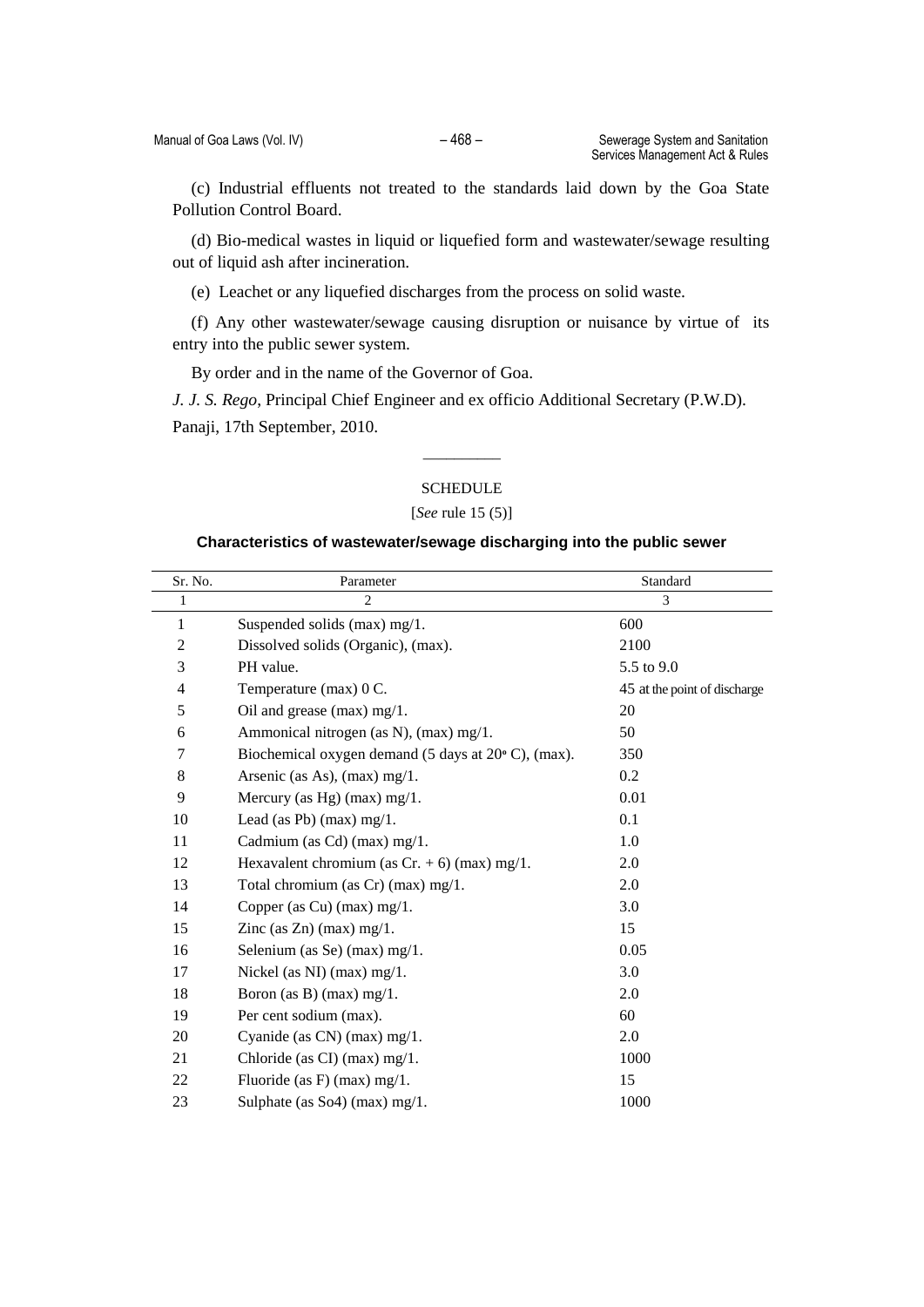(c) Industrial effluents not treated to the standards laid down by the Goa State Pollution Control Board.

(d) Bio-medical wastes in liquid or liquefied form and wastewater/sewage resulting out of liquid ash after incineration.

(e) Leachet or any liquefied discharges from the process on solid waste.

(f) Any other wastewater/sewage causing disruption or nuisance by virtue of its entry into the public sewer system.

By order and in the name of the Governor of Goa.

*J. J. S. Rego*, Principal Chief Engineer and ex officio Additional Secretary (P.W.D).

Panaji, 17th September, 2010.

---

SCHEDULE

[*See* rule 15 (5)]

**Characteristics of wastewater/sewage discharging into the public sewer**

| Sr. No. | Parameter | Standard |
|---|---|---|
| 1 | 2 | 3 |
| 1 | Suspended solids (max) mg/1. | 600 |
| 2 | Dissolved solids (Organic), (max). | 2100 |
| 3 | PH value. | 5.5 to 9.0 |
| 4 | Temperature (max) 0 C. | 45 at the point of discharge |
| 5 | Oil and grease (max) mg/1. | 20 |
| 6 | Ammonical nitrogen (as N), (max) mg/1. | 50 |
| 7 | Biochemical oxygen demand (5 days at 20° C), (max). | 350 |
| 8 | Arsenic (as As), (max) mg/1. | 0.2 |
| 9 | Mercury (as Hg) (max) mg/1. | 0.01 |
| 10 | Lead (as Pb) (max) mg/1. | 0.1 |
| 11 | Cadmium (as Cd) (max) mg/1. | 1.0 |
| 12 | Hexavalent chromium (as Cr. + 6) (max) mg/1. | 2.0 |
| 13 | Total chromium (as Cr) (max) mg/1. | 2.0 |
| 14 | Copper (as Cu) (max) mg/1. | 3.0 |
| 15 | Zinc (as Zn) (max) mg/1. | 15 |
| 16 | Selenium (as Se) (max) mg/1. | 0.05 |
| 17 | Nickel (as NI) (max) mg/1. | 3.0 |
| 18 | Boron (as B) (max) mg/1. | 2.0 |
| 19 | Per cent sodium (max). | 60 |
| 20 | Cyanide (as CN) (max) mg/1. | 2.0 |
| 21 | Chloride (as CI) (max) mg/1. | 1000 |
| 22 | Fluoride (as F) (max) mg/1. | 15 |
| 23 | Sulphate (as So4) (max) mg/1. | 1000 |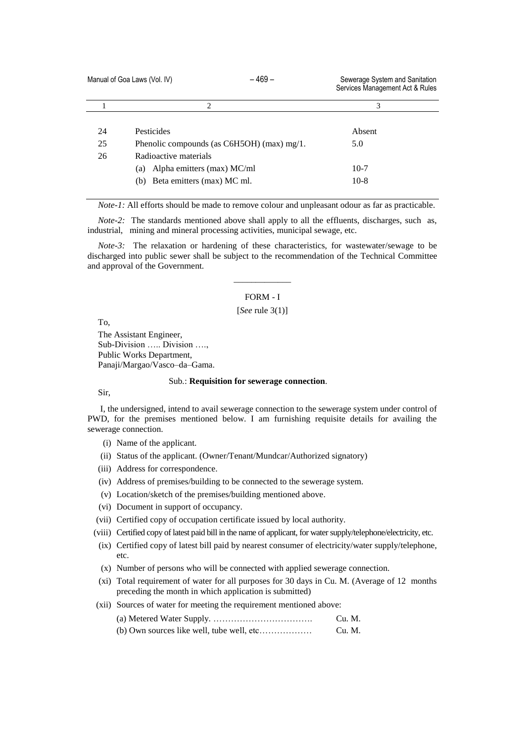| 1 | 2 | 3 |
|---|---|---|
| 24 | Pesticides | Absent |
| 25 | Phenolic compounds (as $C_6H_5OH$) (max) mg/1. | 5.0 |
| 26 | Radioactive materials | |
| | (a) Alpha emitters (max) MC/ml | 10-7 |
| | (b) Beta emitters (max) MC ml. | 10-8 |

*Note-1:* All efforts should be made to remove colour and unpleasant odour as far as practicable.

*Note-2:* The standards mentioned above shall apply to all the effluents, discharges, such as, industrial, mining and mineral processing activities, municipal sewage, etc.

*Note-3:* The relaxation or hardening of these characteristics, for wastewater/sewage to be discharged into public sewer shall be subject to the recommendation of the Technical Committee and approval of the Government.

---

FORM - I

[*See* rule 3(1)]

To,

The Assistant Engineer,
Sub-Division ….. Division ….,
Public Works Department,
Panaji/Margao/Vasco–da–Gama.

Sub.: **Requisition for sewerage connection**.

Sir,

I, the undersigned, intend to avail sewerage connection to the sewerage system under control of PWD, for the premises mentioned below. I am furnishing requisite details for availing the sewerage connection.

(i) Name of the applicant.

(ii) Status of the applicant. (Owner/Tenant/Mundcar/Authorized signatory)

(iii) Address for correspondence.

(iv) Address of premises/building to be connected to the sewerage system.

(v) Location/sketch of the premises/building mentioned above.

(vi) Document in support of occupancy.

(vii) Certified copy of occupation certificate issued by local authority.

(viii) Certified copy of latest paid bill in the name of applicant, for water supply/telephone/electricity, etc.

(ix) Certified copy of latest bill paid by nearest consumer of electricity/water supply/telephone, etc.

(x) Number of persons who will be connected with applied sewerage connection.

(xi) Total requirement of water for all purposes for 30 days in Cu. M. (Average of 12 months preceding the month in which application is submitted)

(xii) Sources of water for meeting the requirement mentioned above:

(a) Metered Water Supply. ……………………………. Cu. M.

(b) Own sources like well, tube well, etc……………… Cu. M.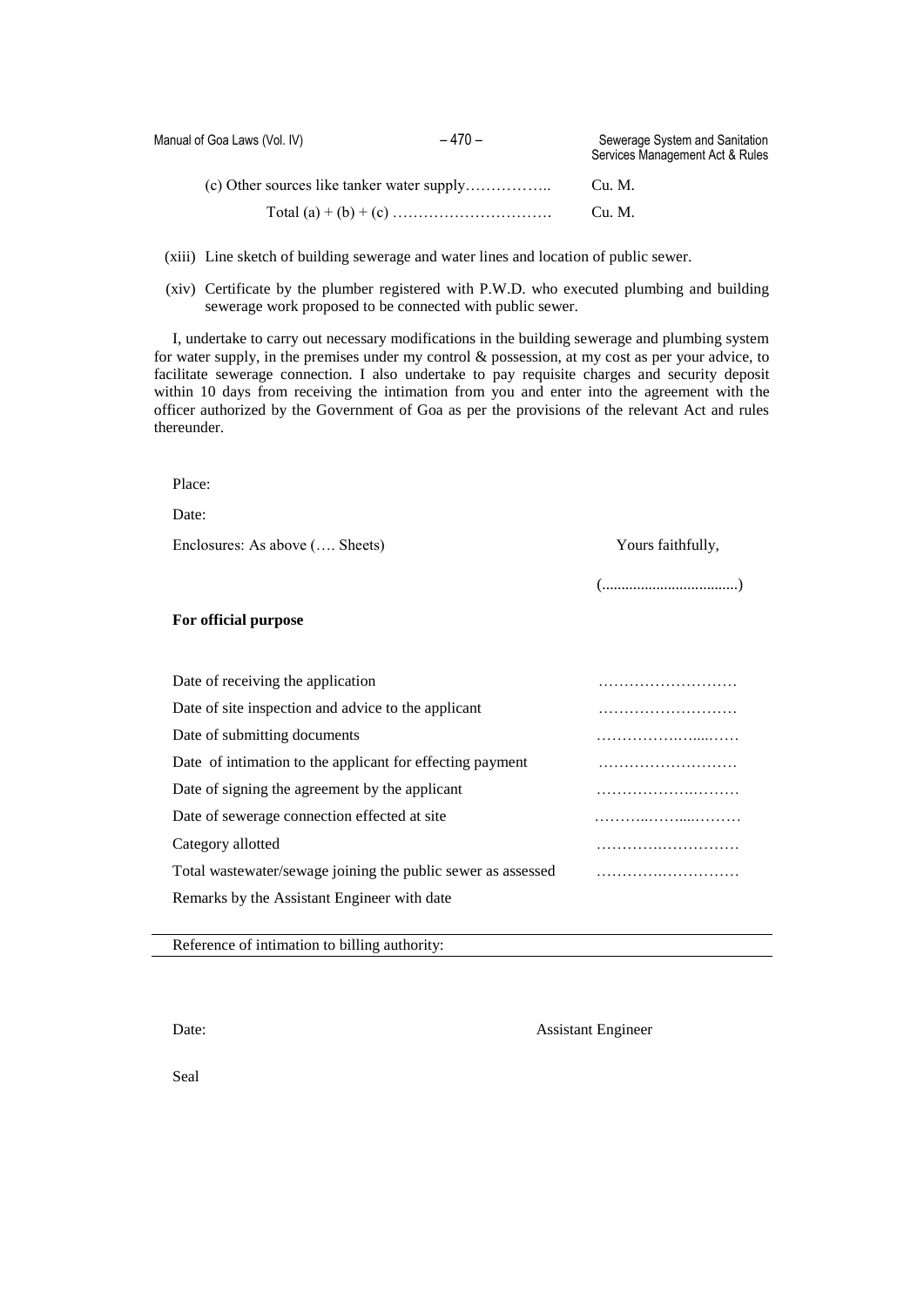(c) Other sources like tanker water supply…………….. Cu. M.

Total (a) + (b) + (c) …………………………. Cu. M.

(xiii) Line sketch of building sewerage and water lines and location of public sewer.

(xiv) Certificate by the plumber registered with P.W.D. who executed plumbing and building sewerage work proposed to be connected with public sewer.

I, undertake to carry out necessary modifications in the building sewerage and plumbing system for water supply, in the premises under my control & possession, at my cost as per your advice, to facilitate sewerage connection. I also undertake to pay requisite charges and security deposit within 10 days from receiving the intimation from you and enter into the agreement with the officer authorized by the Government of Goa as per the provisions of the relevant Act and rules thereunder.

Place:

Date:

Enclosures: As above (…. Sheets)

Yours faithfully,

(..................................)

**For official purpose**

| | |
|---|---|
| Date of receiving the application | ……………………… |
| Date of site inspection and advice to the applicant | ……………………… |
| Date of submitting documents | ……………………… |
| Date of intimation to the applicant for effecting payment | ……………………… |
| Date of signing the agreement by the applicant | ……………………… |
| Date of sewerage connection effected at site | ……………………… |
| Category allotted | ……………………… |
| Total wastewater/sewage joining the public sewer as assessed | ……………………… |
| Remarks by the Assistant Engineer with date | |

Reference of intimation to billing authority:

Date:

Assistant Engineer

Seal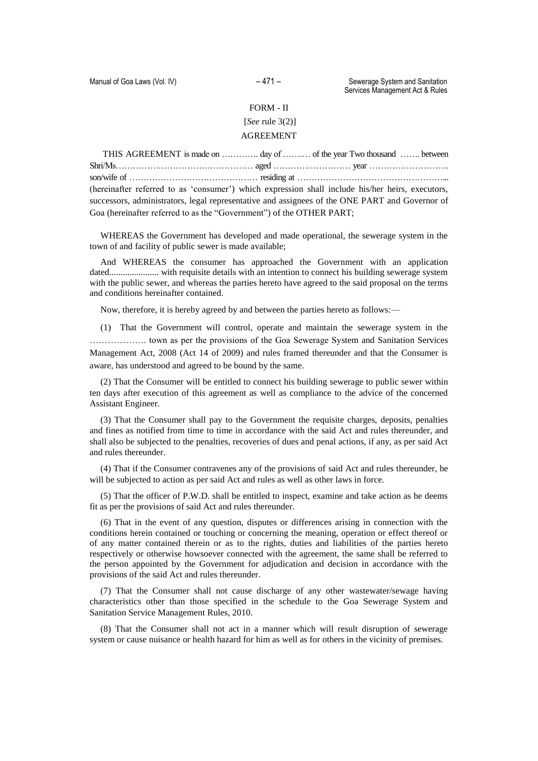FORM - II

[*See* rule 3(2)]

AGREEMENT

THIS AGREEMENT is made on ………….. day of ……..… of the year Two thousand ……. between Shri/Ms………………………………………… aged ……………………… year ………………………. son/wife of ……………………………………… residing at …………………………………………... (hereinafter referred to as 'consumer') which expression shall include his/her heirs, executors, successors, administrators, legal representative and assignees of the ONE PART and Governor of Goa (hereinafter referred to as the "Government") of the OTHER PART;

WHEREAS the Government has developed and made operational, the sewerage system in the town of and facility of public sewer is made available;

And WHEREAS the consumer has approached the Government with an application dated...................... with requisite details with an intention to connect his building sewerage system with the public sewer, and whereas the parties hereto have agreed to the said proposal on the terms and conditions hereinafter contained.

Now, therefore, it is hereby agreed by and between the parties hereto as follows:—

(1) That the Government will control, operate and maintain the sewerage system in the ………………. town as per the provisions of the Goa Sewerage System and Sanitation Services Management Act, 2008 (Act 14 of 2009) and rules framed thereunder and that the Consumer is aware, has understood and agreed to be bound by the same.

(2) That the Consumer will be entitled to connect his building sewerage to public sewer within ten days after execution of this agreement as well as compliance to the advice of the concerned Assistant Engineer.

(3) That the Consumer shall pay to the Government the requisite charges, deposits, penalties and fines as notified from time to time in accordance with the said Act and rules thereunder, and shall also be subjected to the penalties, recoveries of dues and penal actions, if any, as per said Act and rules thereunder.

(4) That if the Consumer contravenes any of the provisions of said Act and rules thereunder, he will be subjected to action as per said Act and rules as well as other laws in force.

(5) That the officer of P.W.D. shall be entitled to inspect, examine and take action as he deems fit as per the provisions of said Act and rules thereunder.

(6) That in the event of any question, disputes or differences arising in connection with the conditions herein contained or touching or concerning the meaning, operation or effect thereof or of any matter contained therein or as to the rights, duties and liabilities of the parties hereto respectively or otherwise howsoever connected with the agreement, the same shall be referred to the person appointed by the Government for adjudication and decision in accordance with the provisions of the said Act and rules thereunder.

(7) That the Consumer shall not cause discharge of any other wastewater/sewage having characteristics other than those specified in the schedule to the Goa Sewerage System and Sanitation Service Management Rules, 2010.

(8) That the Consumer shall not act in a manner which will result disruption of sewerage system or cause nuisance or health hazard for him as well as for others in the vicinity of premises.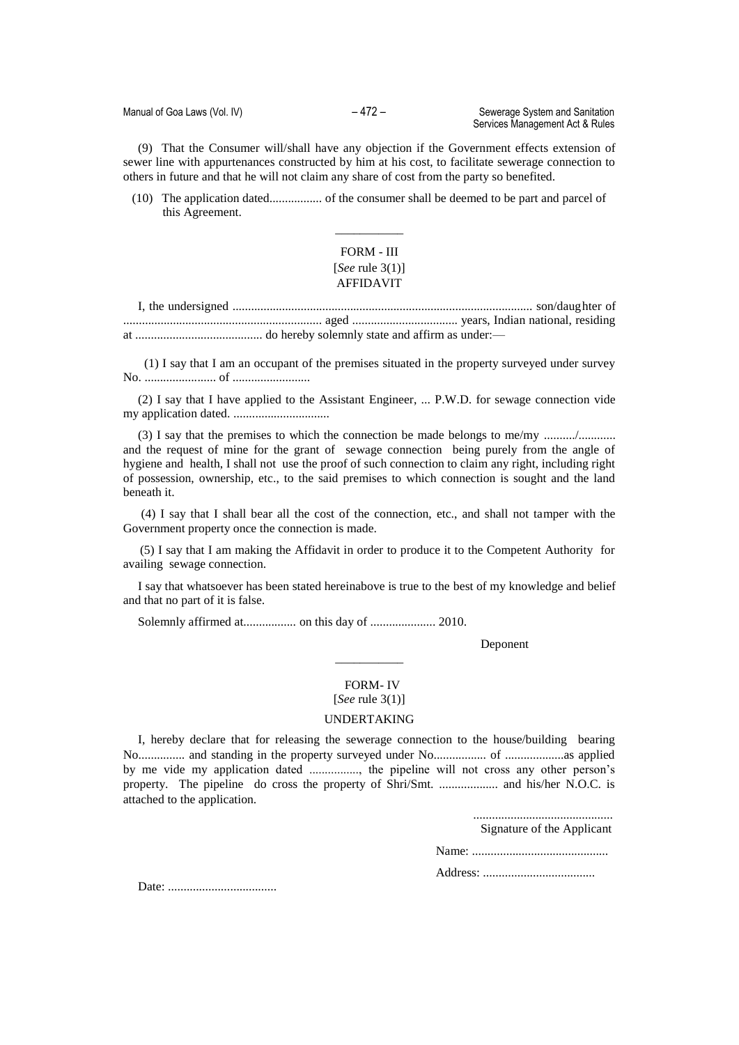(9) That the Consumer will/shall have any objection if the Government effects extension of sewer line with appurtenances constructed by him at his cost, to facilitate sewerage connection to others in future and that he will not claim any share of cost from the party so benefited.

(10) The application dated................. of the consumer shall be deemed to be part and parcel of this Agreement.

---

FORM - III

[*See* rule 3(1)]

AFFIDAVIT

I, the undersigned ................................................................................................ son/daughter of ................................................................ aged .................................. years, Indian national, residing at ......................................... do hereby solemnly state and affirm as under:—

(1) I say that I am an occupant of the premises situated in the property surveyed under survey No. ....................... of .........................

(2) I say that I have applied to the Assistant Engineer, ... P.W.D. for sewage connection vide my application dated. ...............................

(3) I say that the premises to which the connection be made belongs to me/my ........../............ and the request of mine for the grant of sewage connection being purely from the angle of hygiene and health, I shall not use the proof of such connection to claim any right, including right of possession, ownership, etc., to the said premises to which connection is sought and the land beneath it.

(4) I say that I shall bear all the cost of the connection, etc., and shall not tamper with the Government property once the connection is made.

(5) I say that I am making the Affidavit in order to produce it to the Competent Authority for availing sewage connection.

I say that whatsoever has been stated hereinabove is true to the best of my knowledge and belief and that no part of it is false.

Solemnly affirmed at................. on this day of ..................... 2010.

Deponent

---

FORM- IV

[*See* rule 3(1)]

UNDERTAKING

I, hereby declare that for releasing the sewerage connection to the house/building bearing No............... and standing in the property surveyed under No................. of ...................as applied by me vide my application dated ................, the pipeline will not cross any other person's property. The pipeline do cross the property of Shri/Smt. ................... and his/her N.O.C. is attached to the application.

.............................................

Signature of the Applicant

Name: ............................................

Address: ....................................

Date: ...................................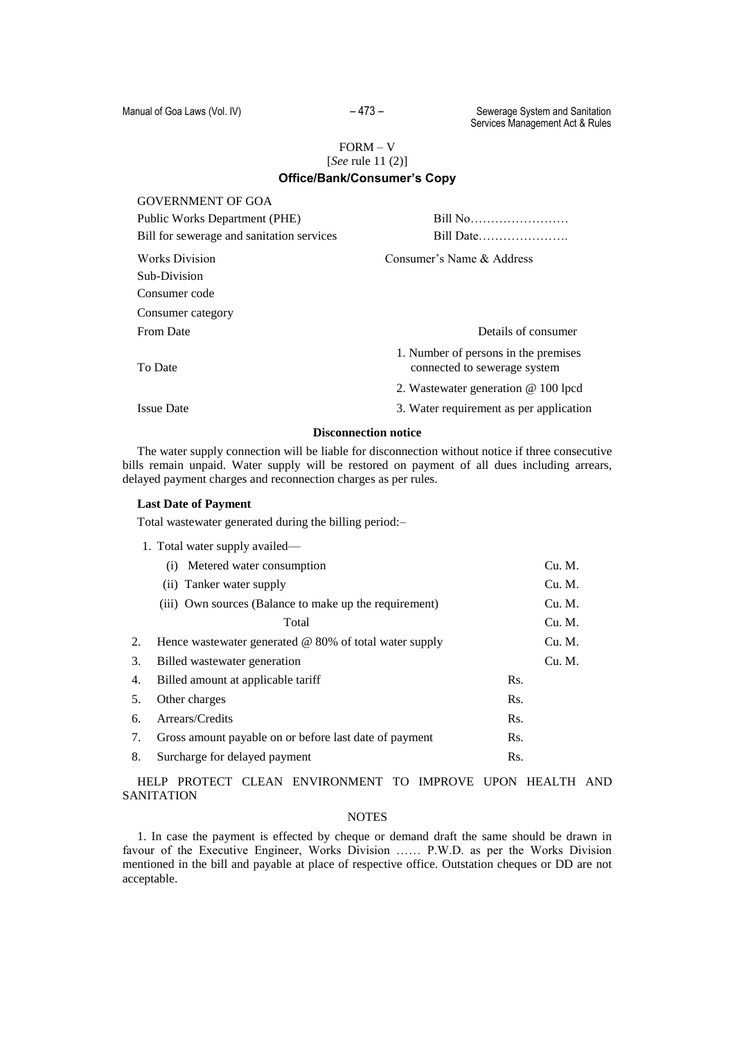FORM – V

[*See* rule 11 (2)]

**Office/Bank/Consumer's Copy**

GOVERNMENT OF GOA

Public Works Department (PHE) Bill No……………………

Bill for sewerage and sanitation services Bill Date………………….

Works Division Consumer's Name & Address

Sub-Division

Consumer code

Consumer category

From Date Details of consumer

To Date 1. Number of persons in the premises connected to sewerage system

2. Wastewater generation @ 100 lpcd

Issue Date 3. Water requirement as per application

**Disconnection notice**

The water supply connection will be liable for disconnection without notice if three consecutive bills remain unpaid. Water supply will be restored on payment of all dues including arrears, delayed payment charges and reconnection charges as per rules.

**Last Date of Payment**

Total wastewater generated during the billing period:–

1. Total water supply availed—

| | | |
|---|---|---|
| (i) Metered water consumption | | Cu. M. |
| (ii) Tanker water supply | | Cu. M. |
| (iii) Own sources (Balance to make up the requirement) | | Cu. M. |
| Total | | Cu. M. |
| 2. Hence wastewater generated @ 80% of total water supply | | Cu. M. |
| 3. Billed wastewater generation | | Cu. M. |
| 4. Billed amount at applicable tariff | Rs. | |
| 5. Other charges | Rs. | |
| 6. Arrears/Credits | Rs. | |
| 7. Gross amount payable on or before last date of payment | Rs. | |
| 8. Surcharge for delayed payment | Rs. | |

HELP PROTECT CLEAN ENVIRONMENT TO IMPROVE UPON HEALTH AND SANITATION

NOTES

1. In case the payment is effected by cheque or demand draft the same should be drawn in favour of the Executive Engineer, Works Division …… P.W.D. as per the Works Division mentioned in the bill and payable at place of respective office. Outstation cheques or DD are not acceptable.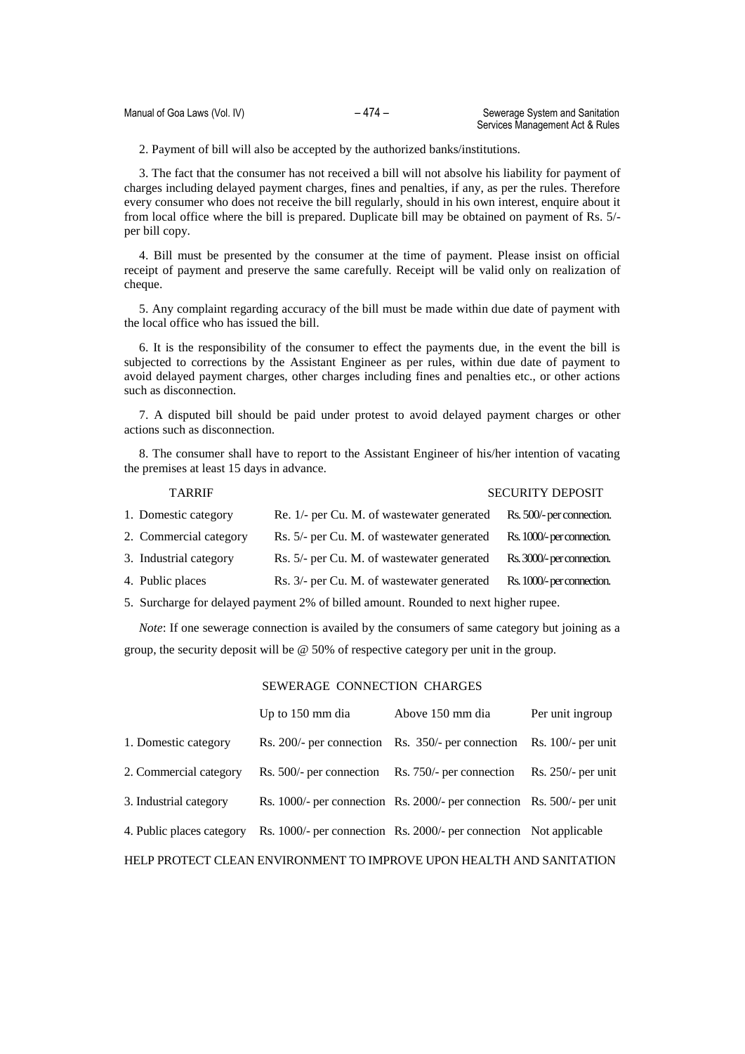2. Payment of bill will also be accepted by the authorized banks/institutions.

3. The fact that the consumer has not received a bill will not absolve his liability for payment of charges including delayed payment charges, fines and penalties, if any, as per the rules. Therefore every consumer who does not receive the bill regularly, should in his own interest, enquire about it from local office where the bill is prepared. Duplicate bill may be obtained on payment of Rs. 5/- per bill copy.

4. Bill must be presented by the consumer at the time of payment. Please insist on official receipt of payment and preserve the same carefully. Receipt will be valid only on realization of cheque.

5. Any complaint regarding accuracy of the bill must be made within due date of payment with the local office who has issued the bill.

6. It is the responsibility of the consumer to effect the payments due, in the event the bill is subjected to corrections by the Assistant Engineer as per rules, within due date of payment to avoid delayed payment charges, other charges including fines and penalties etc., or other actions such as disconnection.

7. A disputed bill should be paid under protest to avoid delayed payment charges or other actions such as disconnection.

8. The consumer shall have to report to the Assistant Engineer of his/her intention of vacating the premises at least 15 days in advance.

| TARRIF | | SECURITY DEPOSIT |
|---|---|---|
| 1. Domestic category | Re. 1/- per Cu. M. of wastewater generated | Rs. 500/- per connection. |
| 2. Commercial category | Rs. 5/- per Cu. M. of wastewater generated | Rs. 1000/- per connection. |
| 3. Industrial category | Rs. 5/- per Cu. M. of wastewater generated | Rs. 3000/- per connection. |
| 4. Public places | Rs. 3/- per Cu. M. of wastewater generated | Rs. 1000/- per connection. |

5. Surcharge for delayed payment 2% of billed amount. Rounded to next higher rupee.

*Note*: If one sewerage connection is availed by the consumers of same category but joining as a group, the security deposit will be @ 50% of respective category per unit in the group.

SEWERAGE CONNECTION CHARGES

| | Up to 150 mm dia | Above 150 mm dia | Per unit ingroup |
|---|---|---|---|
| 1. Domestic category | Rs. 200/- per connection | Rs. 350/- per connection | Rs. 100/- per unit |
| 2. Commercial category | Rs. 500/- per connection | Rs. 750/- per connection | Rs. 250/- per unit |
| 3. Industrial category | Rs. 1000/- per connection | Rs. 2000/- per connection | Rs. 500/- per unit |
| 4. Public places category | Rs. 1000/- per connection | Rs. 2000/- per connection | Not applicable |

HELP PROTECT CLEAN ENVIRONMENT TO IMPROVE UPON HEALTH AND SANITATION